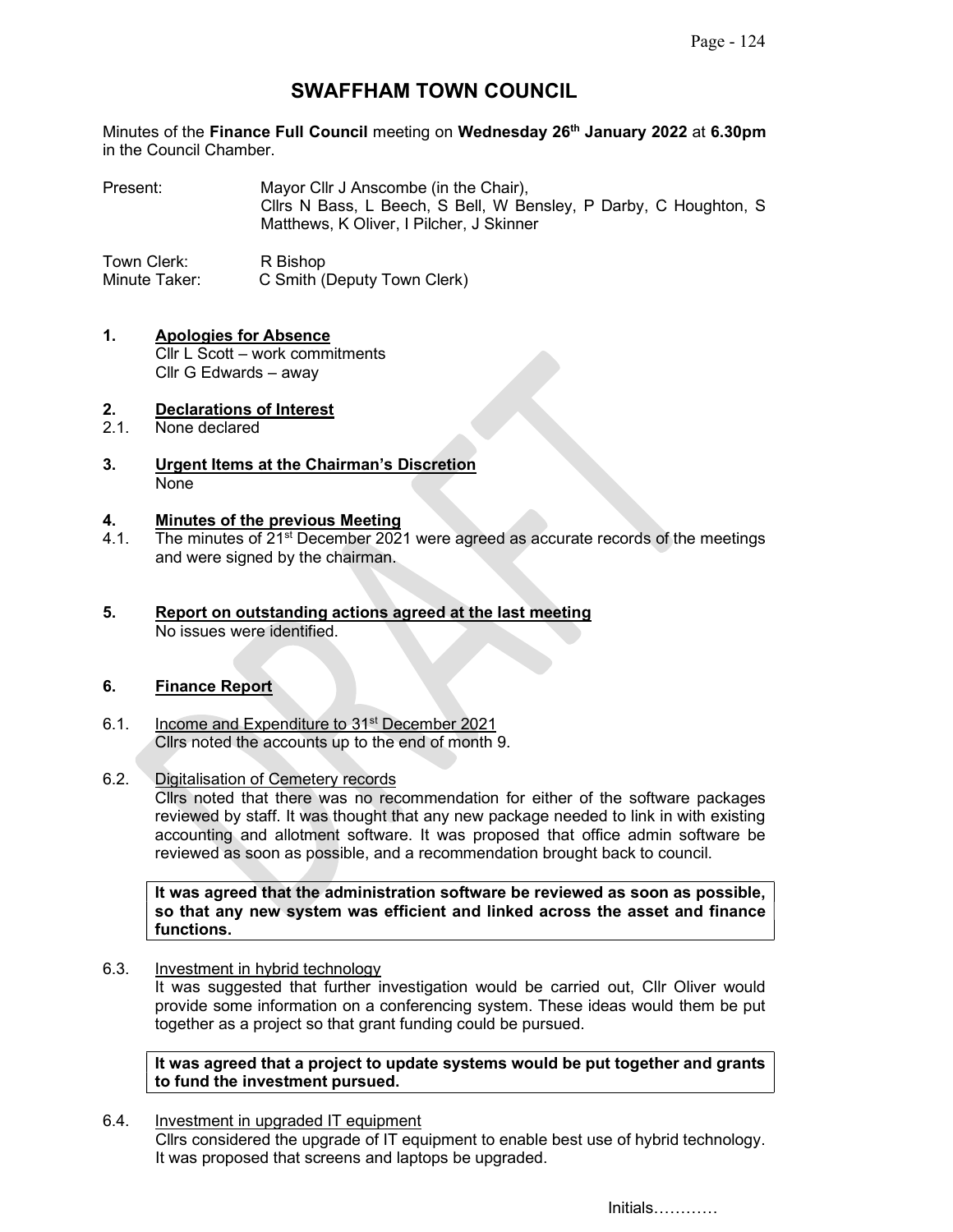# SWAFFHAM TOWN COUNCIL

Minutes of the **Finance Full Council** meeting on **Wednesday 26th January 2022** at **6.30pm** in the Council Chamber.

Present: Mayor Cllr J Anscombe (in the Chair), Cllrs N Bass, L Beech, S Bell, W Bensley, P Darby, C Houghton, S Matthews, K Oliver, I Pilcher, J Skinner

Town Clerk: R Bishop
Minute Taker: C Smith (Deputy Town Clerk)

## 1. Apologies for Absence

Cllr L Scott – work commitments
Cllr G Edwards – away

## 2. Declarations of Interest

2.1. None declared

## 3. Urgent Items at the Chairman's Discretion

None

## 4. Minutes of the previous Meeting

4.1. The minutes of 21st December 2021 were agreed as accurate records of the meetings and were signed by the chairman.

## 5. Report on outstanding actions agreed at the last meeting

No issues were identified.

## 6. Finance Report

6.1. Income and Expenditure to 31st December 2021
Cllrs noted the accounts up to the end of month 9.

6.2. Digitalisation of Cemetery records
Cllrs noted that there was no recommendation for either of the software packages reviewed by staff. It was thought that any new package needed to link in with existing accounting and allotment software. It was proposed that office admin software be reviewed as soon as possible, and a recommendation brought back to council.

**It was agreed that the administration software be reviewed as soon as possible, so that any new system was efficient and linked across the asset and finance functions.**

6.3. Investment in hybrid technology
It was suggested that further investigation would be carried out, Cllr Oliver would provide some information on a conferencing system. These ideas would them be put together as a project so that grant funding could be pursued.

**It was agreed that a project to update systems would be put together and grants to fund the investment pursued.**

6.4. Investment in upgraded IT equipment
Cllrs considered the upgrade of IT equipment to enable best use of hybrid technology. It was proposed that screens and laptops be upgraded.

Initials…………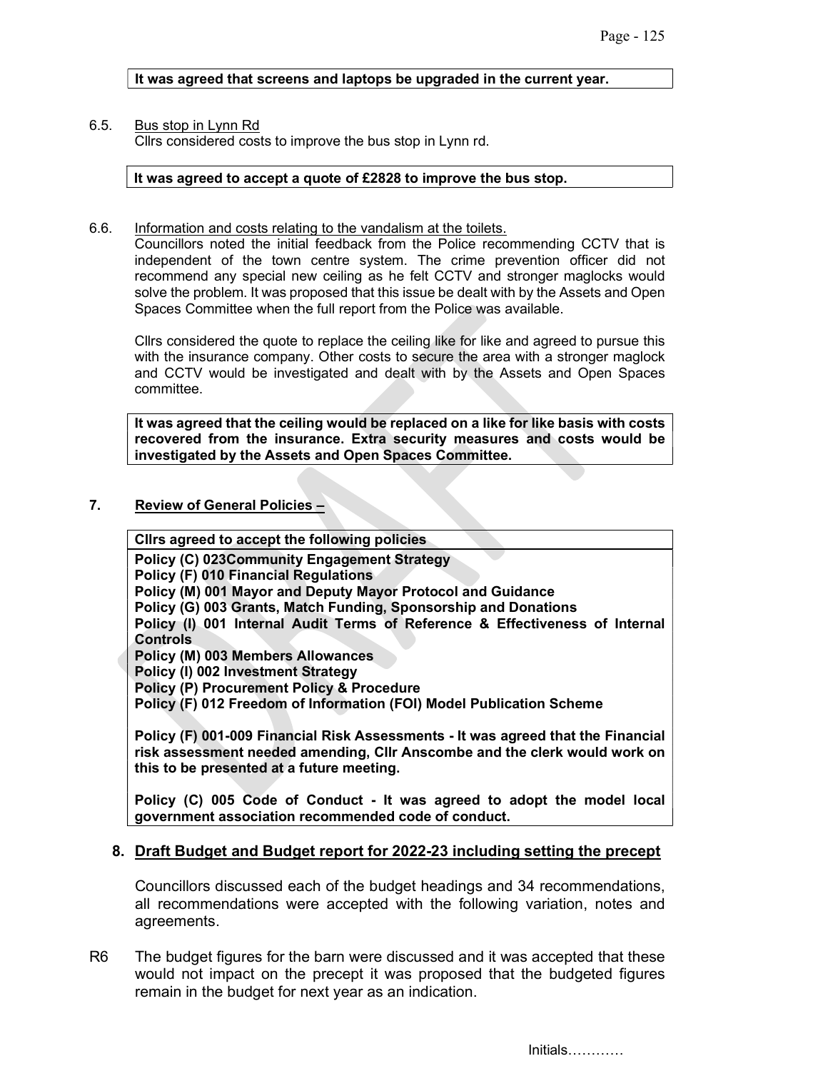**It was agreed that screens and laptops be upgraded in the current year.**

6.5. Bus stop in Lynn Rd

Cllrs considered costs to improve the bus stop in Lynn rd.

**It was agreed to accept a quote of £2828 to improve the bus stop.**

6.6. Information and costs relating to the vandalism at the toilets.

Councillors noted the initial feedback from the Police recommending CCTV that is independent of the town centre system. The crime prevention officer did not recommend any special new ceiling as he felt CCTV and stronger maglocks would solve the problem. It was proposed that this issue be dealt with by the Assets and Open Spaces Committee when the full report from the Police was available.

Cllrs considered the quote to replace the ceiling like for like and agreed to pursue this with the insurance company. Other costs to secure the area with a stronger maglock and CCTV would be investigated and dealt with by the Assets and Open Spaces committee.

**It was agreed that the ceiling would be replaced on a like for like basis with costs recovered from the insurance. Extra security measures and costs would be investigated by the Assets and Open Spaces Committee.**

## 7. Review of General Policies –

**Cllrs agreed to accept the following policies**

**Policy (C) 023Community Engagement Strategy**
**Policy (F) 010 Financial Regulations**
**Policy (M) 001 Mayor and Deputy Mayor Protocol and Guidance**
**Policy (G) 003 Grants, Match Funding, Sponsorship and Donations**
**Policy (I) 001 Internal Audit Terms of Reference & Effectiveness of Internal Controls**
**Policy (M) 003 Members Allowances**
**Policy (I) 002 Investment Strategy**
**Policy (P) Procurement Policy & Procedure**
**Policy (F) 012 Freedom of Information (FOI) Model Publication Scheme**

**Policy (F) 001-009 Financial Risk Assessments - It was agreed that the Financial risk assessment needed amending, Cllr Anscombe and the clerk would work on this to be presented at a future meeting.**

**Policy (C) 005 Code of Conduct - It was agreed to adopt the model local government association recommended code of conduct.**

## 8. Draft Budget and Budget report for 2022-23 including setting the precept

Councillors discussed each of the budget headings and 34 recommendations, all recommendations were accepted with the following variation, notes and agreements.

R6 The budget figures for the barn were discussed and it was accepted that these would not impact on the precept it was proposed that the budgeted figures remain in the budget for next year as an indication.

Initials…………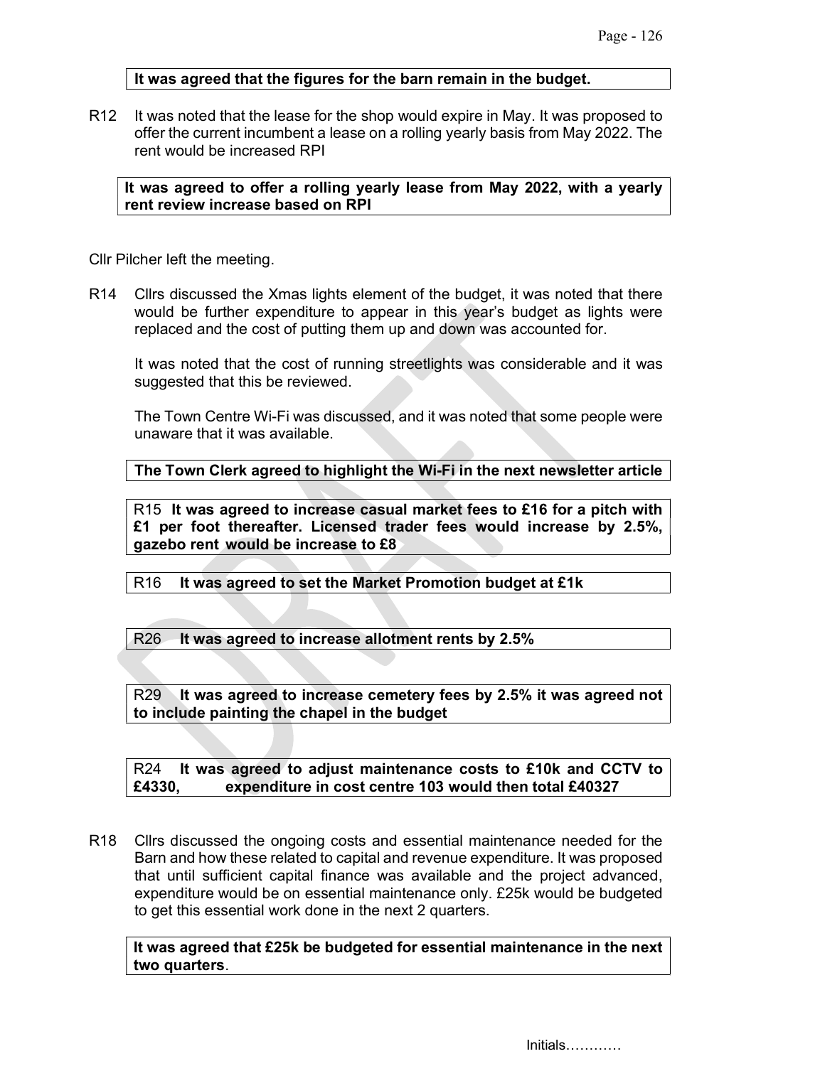**It was agreed that the figures for the barn remain in the budget.**

R12 It was noted that the lease for the shop would expire in May. It was proposed to offer the current incumbent a lease on a rolling yearly basis from May 2022. The rent would be increased RPI

**It was agreed to offer a rolling yearly lease from May 2022, with a yearly rent review increase based on RPI**

Cllr Pilcher left the meeting.

R14 Cllrs discussed the Xmas lights element of the budget, it was noted that there would be further expenditure to appear in this year's budget as lights were replaced and the cost of putting them up and down was accounted for.

It was noted that the cost of running streetlights was considerable and it was suggested that this be reviewed.

The Town Centre Wi-Fi was discussed, and it was noted that some people were unaware that it was available.

**The Town Clerk agreed to highlight the Wi-Fi in the next newsletter article**

R15 **It was agreed to increase casual market fees to £16 for a pitch with £1 per foot thereafter. Licensed trader fees would increase by 2.5%, gazebo rent would be increase to £8**

R16 **It was agreed to set the Market Promotion budget at £1k**

R26 **It was agreed to increase allotment rents by 2.5%**

R29 **It was agreed to increase cemetery fees by 2.5% it was agreed not to include painting the chapel in the budget**

R24 **It was agreed to adjust maintenance costs to £10k and CCTV to £4330, expenditure in cost centre 103 would then total £40327**

R18 Cllrs discussed the ongoing costs and essential maintenance needed for the Barn and how these related to capital and revenue expenditure. It was proposed that until sufficient capital finance was available and the project advanced, expenditure would be on essential maintenance only. £25k would be budgeted to get this essential work done in the next 2 quarters.

**It was agreed that £25k be budgeted for essential maintenance in the next two quarters**.

Initials…………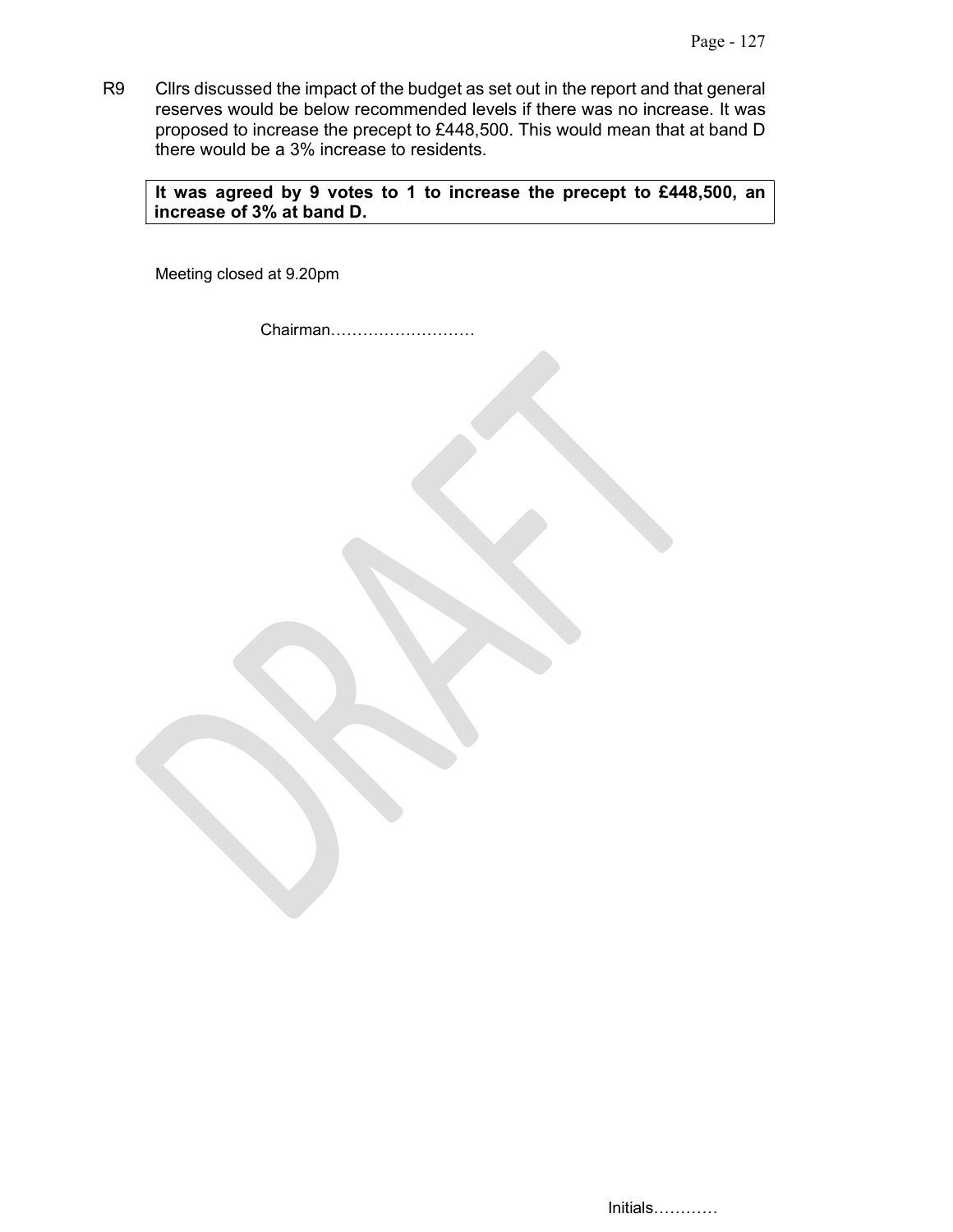R9 Cllrs discussed the impact of the budget as set out in the report and that general reserves would be below recommended levels if there was no increase. It was proposed to increase the precept to £448,500. This would mean that at band D there would be a 3% increase to residents.

**It was agreed by 9 votes to 1 to increase the precept to £448,500, an increase of 3% at band D.**

Meeting closed at 9.20pm

Chairman………………………

Initials…………